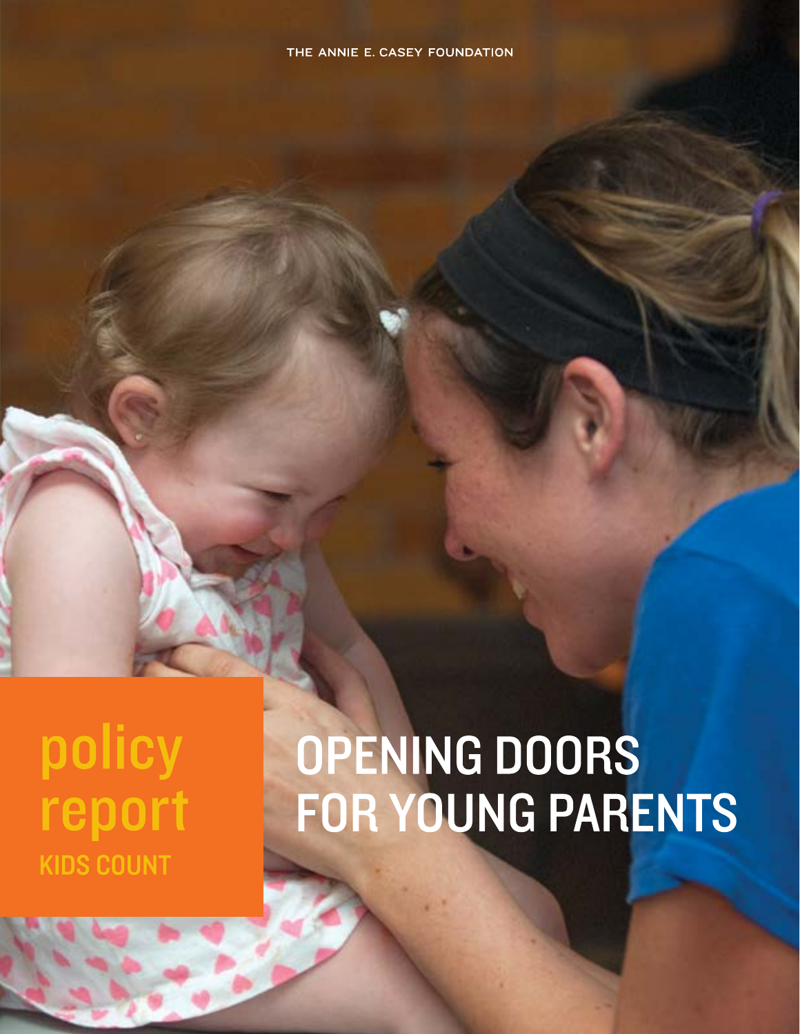THE ANNIE E. CASEY FOUNDATION

policy report

KIDS COUNT

# OPENING DOORS FOR YOUNG PARENTS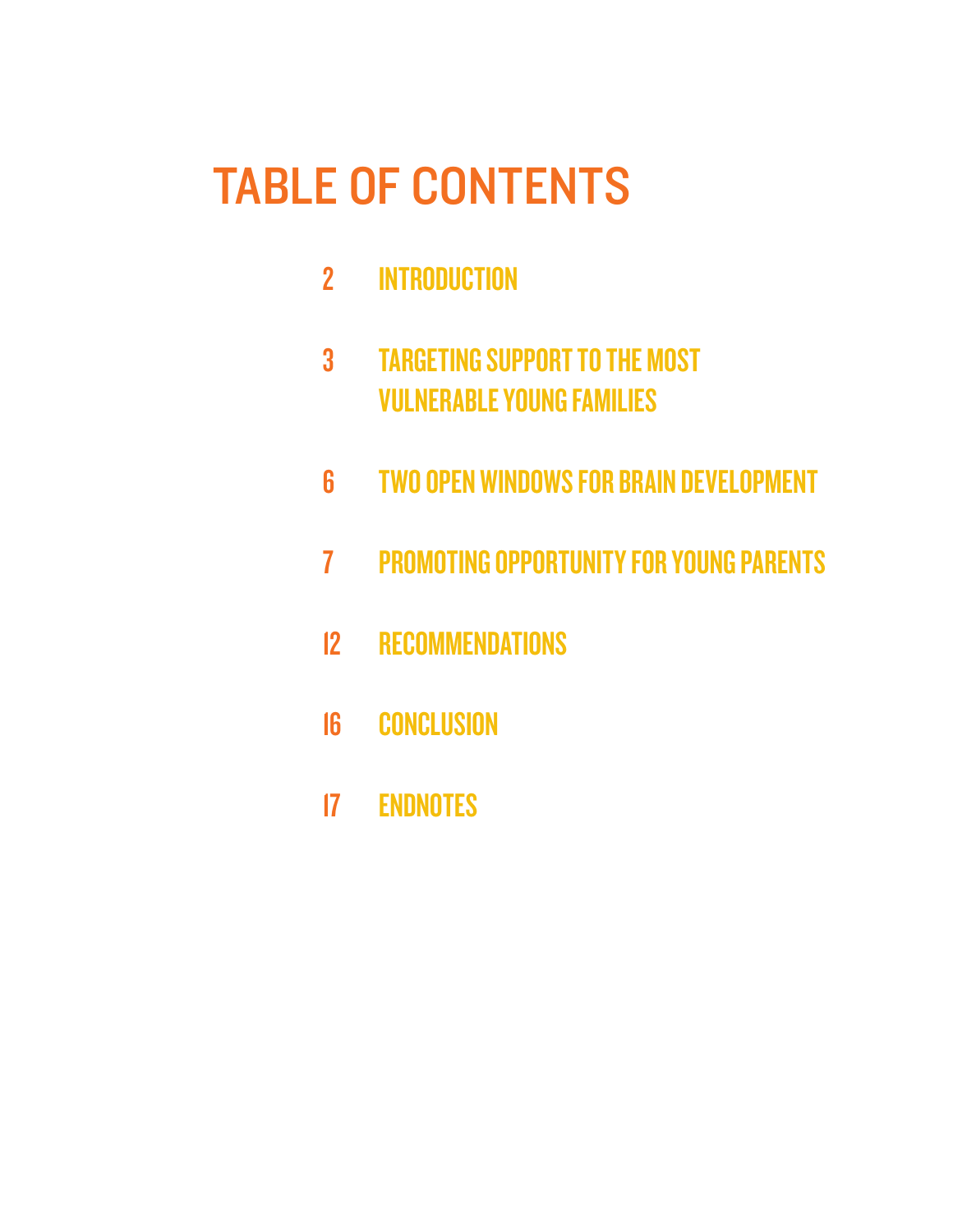# TABLE OF CONTENTS

2 INTRODUCTION

3 TARGETING SUPPORT TO THE MOST VULNERABLE YOUNG FAMILIES

6 TWO OPEN WINDOWS FOR BRAIN DEVELOPMENT

7 PROMOTING OPPORTUNITY FOR YOUNG PARENTS

12 RECOMMENDATIONS

16 CONCLUSION

17 ENDNOTES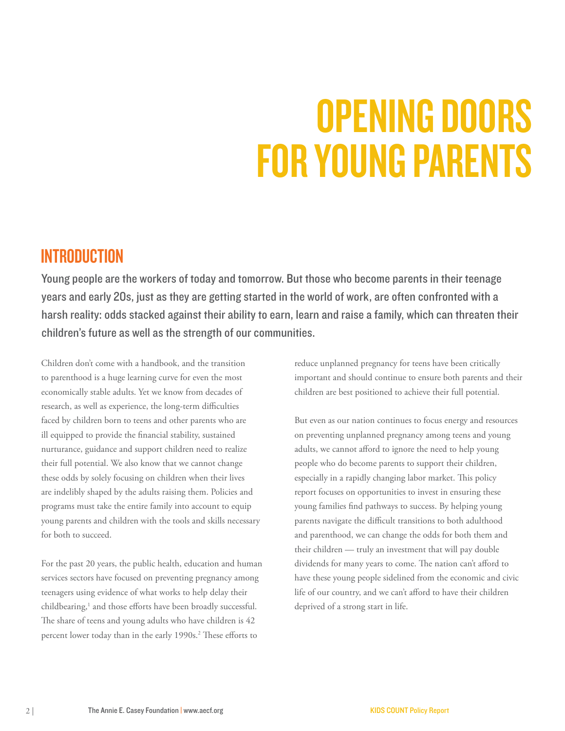# OPENING DOORS FOR YOUNG PARENTS

## INTRODUCTION

**Young people are the workers of today and tomorrow. But those who become parents in their teenage years and early 20s, just as they are getting started in the world of work, are often confronted with a harsh reality: odds stacked against their ability to earn, learn and raise a family, which can threaten their children's future as well as the strength of our communities.**

Children don't come with a handbook, and the transition to parenthood is a huge learning curve for even the most economically stable adults. Yet we know from decades of research, as well as experience, the long-term difficulties faced by children born to teens and other parents who are ill equipped to provide the financial stability, sustained nurturance, guidance and support children need to realize their full potential. We also know that we cannot change these odds by solely focusing on children when their lives are indelibly shaped by the adults raising them. Policies and programs must take the entire family into account to equip young parents and children with the tools and skills necessary for both to succeed.

For the past 20 years, the public health, education and human services sectors have focused on preventing pregnancy among teenagers using evidence of what works to help delay their childbearing,[1] and those efforts have been broadly successful. The share of teens and young adults who have children is 42 percent lower today than in the early 1990s.[2] These efforts to reduce unplanned pregnancy for teens have been critically important and should continue to ensure both parents and their children are best positioned to achieve their full potential.

But even as our nation continues to focus energy and resources on preventing unplanned pregnancy among teens and young adults, we cannot afford to ignore the need to help young people who do become parents to support their children, especially in a rapidly changing labor market. This policy report focuses on opportunities to invest in ensuring these young families find pathways to success. By helping young parents navigate the difficult transitions to both adulthood and parenthood, we can change the odds for both them and their children — truly an investment that will pay double dividends for many years to come. The nation can't afford to have these young people sidelined from the economic and civic life of our country, and we can't afford to have their children deprived of a strong start in life.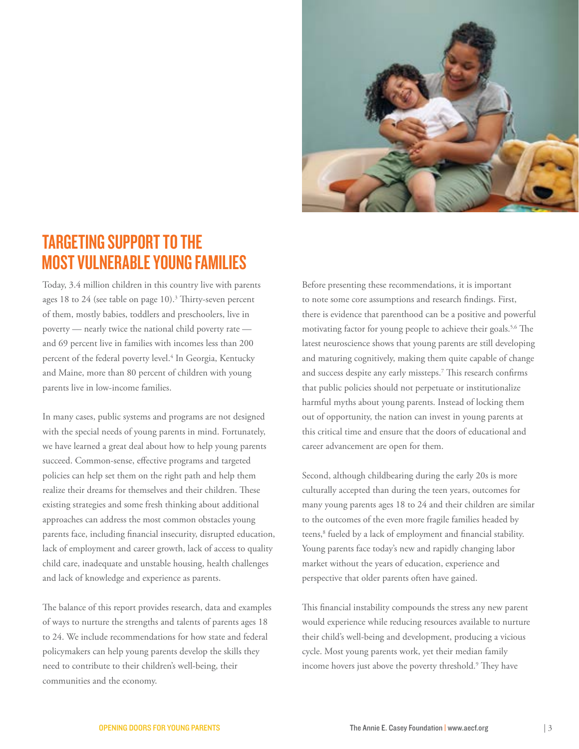## TARGETING SUPPORT TO THE MOST VULNERABLE YOUNG FAMILIES

Today, 3.4 million children in this country live with parents ages 18 to 24 (see table on page 10).[3] Thirty-seven percent of them, mostly babies, toddlers and preschoolers, live in poverty — nearly twice the national child poverty rate — and 69 percent live in families with incomes less than 200 percent of the federal poverty level.[4] In Georgia, Kentucky and Maine, more than 80 percent of children with young parents live in low-income families.

In many cases, public systems and programs are not designed with the special needs of young parents in mind. Fortunately, we have learned a great deal about how to help young parents succeed. Common-sense, effective programs and targeted policies can help set them on the right path and help them realize their dreams for themselves and their children. These existing strategies and some fresh thinking about additional approaches can address the most common obstacles young parents face, including financial insecurity, disrupted education, lack of employment and career growth, lack of access to quality child care, inadequate and unstable housing, health challenges and lack of knowledge and experience as parents.

The balance of this report provides research, data and examples of ways to nurture the strengths and talents of parents ages 18 to 24. We include recommendations for how state and federal policymakers can help young parents develop the skills they need to contribute to their children's well-being, their communities and the economy.

Before presenting these recommendations, it is important to note some core assumptions and research findings. First, there is evidence that parenthood can be a positive and powerful motivating factor for young people to achieve their goals.[5,6] The latest neuroscience shows that young parents are still developing and maturing cognitively, making them quite capable of change and success despite any early missteps.[7] This research confirms that public policies should not perpetuate or institutionalize harmful myths about young parents. Instead of locking them out of opportunity, the nation can invest in young parents at this critical time and ensure that the doors of educational and career advancement are open for them.

Second, although childbearing during the early 20s is more culturally accepted than during the teen years, outcomes for many young parents ages 18 to 24 and their children are similar to the outcomes of the even more fragile families headed by teens,[8] fueled by a lack of employment and financial stability. Young parents face today's new and rapidly changing labor market without the years of education, experience and perspective that older parents often have gained.

This financial instability compounds the stress any new parent would experience while reducing resources available to nurture their child's well-being and development, producing a vicious cycle. Most young parents work, yet their median family income hovers just above the poverty threshold.[9] They have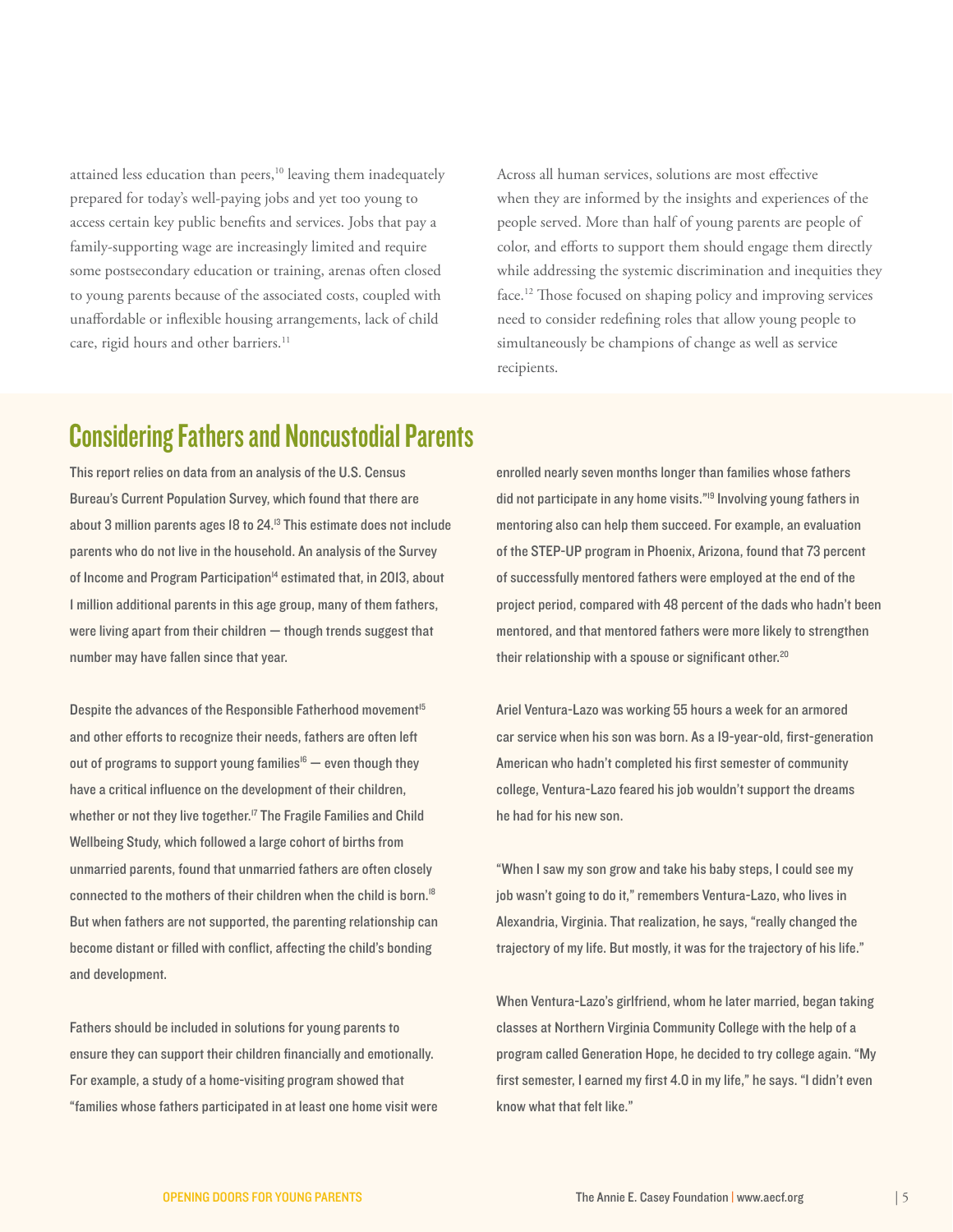attained less education than peers,[10] leaving them inadequately prepared for today's well-paying jobs and yet too young to access certain key public benefits and services. Jobs that pay a family-supporting wage are increasingly limited and require some postsecondary education or training, arenas often closed to young parents because of the associated costs, coupled with unaffordable or inflexible housing arrangements, lack of child care, rigid hours and other barriers.[11]

Across all human services, solutions are most effective when they are informed by the insights and experiences of the people served. More than half of young parents are people of color, and efforts to support them should engage them directly while addressing the systemic discrimination and inequities they face.[12] Those focused on shaping policy and improving services need to consider redefining roles that allow young people to simultaneously be champions of change as well as service recipients.

## Considering Fathers and Noncustodial Parents

This report relies on data from an analysis of the U.S. Census Bureau's Current Population Survey, which found that there are about 3 million parents ages 18 to 24.[13] This estimate does not include parents who do not live in the household. An analysis of the Survey of Income and Program Participation[14] estimated that, in 2013, about 1 million additional parents in this age group, many of them fathers, were living apart from their children — though trends suggest that number may have fallen since that year.

Despite the advances of the Responsible Fatherhood movement[15] and other efforts to recognize their needs, fathers are often left out of programs to support young families[16] — even though they have a critical influence on the development of their children, whether or not they live together.[17] The Fragile Families and Child Wellbeing Study, which followed a large cohort of births from unmarried parents, found that unmarried fathers are often closely connected to the mothers of their children when the child is born.[18] But when fathers are not supported, the parenting relationship can become distant or filled with conflict, affecting the child's bonding and development.

Fathers should be included in solutions for young parents to ensure they can support their children financially and emotionally. For example, a study of a home-visiting program showed that "families whose fathers participated in at least one home visit were enrolled nearly seven months longer than families whose fathers did not participate in any home visits."[19] Involving young fathers in mentoring also can help them succeed. For example, an evaluation of the STEP-UP program in Phoenix, Arizona, found that 73 percent of successfully mentored fathers were employed at the end of the project period, compared with 48 percent of the dads who hadn't been mentored, and that mentored fathers were more likely to strengthen their relationship with a spouse or significant other.[20]

Ariel Ventura-Lazo was working 55 hours a week for an armored car service when his son was born. As a 19-year-old, first-generation American who hadn't completed his first semester of community college, Ventura-Lazo feared his job wouldn't support the dreams he had for his new son.

"When I saw my son grow and take his baby steps, I could see my job wasn't going to do it," remembers Ventura-Lazo, who lives in Alexandria, Virginia. That realization, he says, "really changed the trajectory of my life. But mostly, it was for the trajectory of his life."

When Ventura-Lazo's girlfriend, whom he later married, began taking classes at Northern Virginia Community College with the help of a program called Generation Hope, he decided to try college again. "My first semester, I earned my first 4.0 in my life," he says. "I didn't even know what that felt like."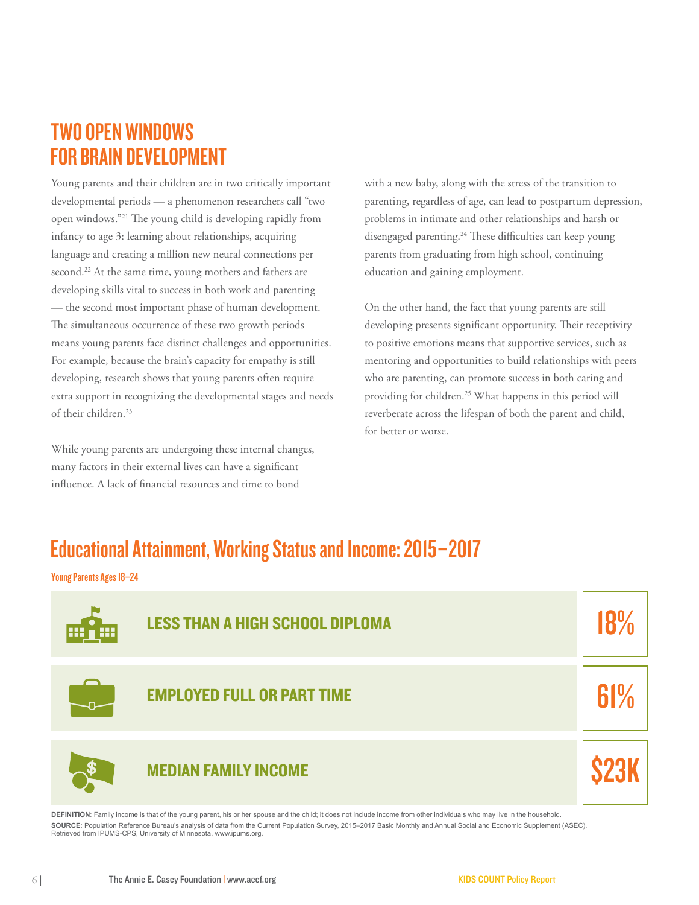## TWO OPEN WINDOWS FOR BRAIN DEVELOPMENT

Young parents and their children are in two critically important developmental periods — a phenomenon researchers call "two open windows."[21] The young child is developing rapidly from infancy to age 3: learning about relationships, acquiring language and creating a million new neural connections per second.[22] At the same time, young mothers and fathers are developing skills vital to success in both work and parenting — the second most important phase of human development. The simultaneous occurrence of these two growth periods means young parents face distinct challenges and opportunities. For example, because the brain's capacity for empathy is still developing, research shows that young parents often require extra support in recognizing the developmental stages and needs of their children.[23]

While young parents are undergoing these internal changes, many factors in their external lives can have a significant influence. A lack of financial resources and time to bond with a new baby, along with the stress of the transition to parenting, regardless of age, can lead to postpartum depression, problems in intimate and other relationships and harsh or disengaged parenting.[24] These difficulties can keep young parents from graduating from high school, continuing education and gaining employment.

On the other hand, the fact that young parents are still developing presents significant opportunity. Their receptivity to positive emotions means that supportive services, such as mentoring and opportunities to build relationships with peers who are parenting, can promote success in both caring and providing for children.[25] What happens in this period will reverberate across the lifespan of both the parent and child, for better or worse.

## Educational Attainment, Working Status and Income: 2015–2017

**Young Parents Ages 18–24**

| Measure | Value |
|---|---|
| LESS THAN A HIGH SCHOOL DIPLOMA | 18% |
| EMPLOYED FULL OR PART TIME | 61% |
| MEDIAN FAMILY INCOME | $23K |

**DEFINITION**: Family income is that of the young parent, his or her spouse and the child; it does not include income from other individuals who may live in the household.

**SOURCE**: Population Reference Bureau's analysis of data from the Current Population Survey, 2015–2017 Basic Monthly and Annual Social and Economic Supplement (ASEC). Retrieved from IPUMS-CPS, University of Minnesota, www.ipums.org.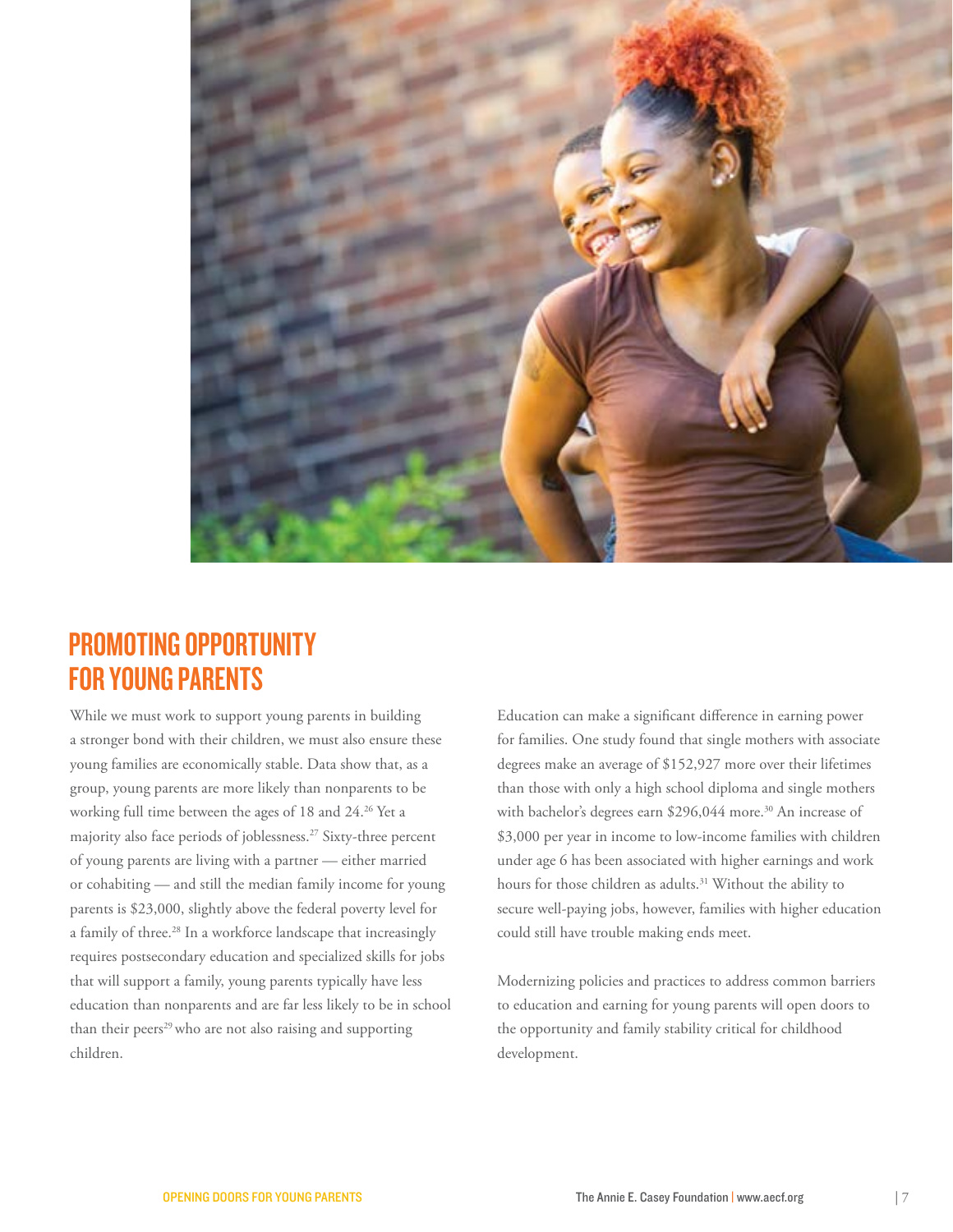## PROMOTING OPPORTUNITY FOR YOUNG PARENTS

While we must work to support young parents in building a stronger bond with their children, we must also ensure these young families are economically stable. Data show that, as a group, young parents are more likely than nonparents to be working full time between the ages of 18 and 24.[26] Yet a majority also face periods of joblessness.[27] Sixty-three percent of young parents are living with a partner — either married or cohabiting — and still the median family income for young parents is $23,000, slightly above the federal poverty level for a family of three.[28] In a workforce landscape that increasingly requires postsecondary education and specialized skills for jobs that will support a family, young parents typically have less education than nonparents and are far less likely to be in school than their peers[29] who are not also raising and supporting children.

Education can make a significant difference in earning power for families. One study found that single mothers with associate degrees make an average of $152,927 more over their lifetimes than those with only a high school diploma and single mothers with bachelor's degrees earn $296,044 more.[30] An increase of $3,000 per year in income to low-income families with children under age 6 has been associated with higher earnings and work hours for those children as adults.[31] Without the ability to secure well-paying jobs, however, families with higher education could still have trouble making ends meet.

Modernizing policies and practices to address common barriers to education and earning for young parents will open doors to the opportunity and family stability critical for childhood development.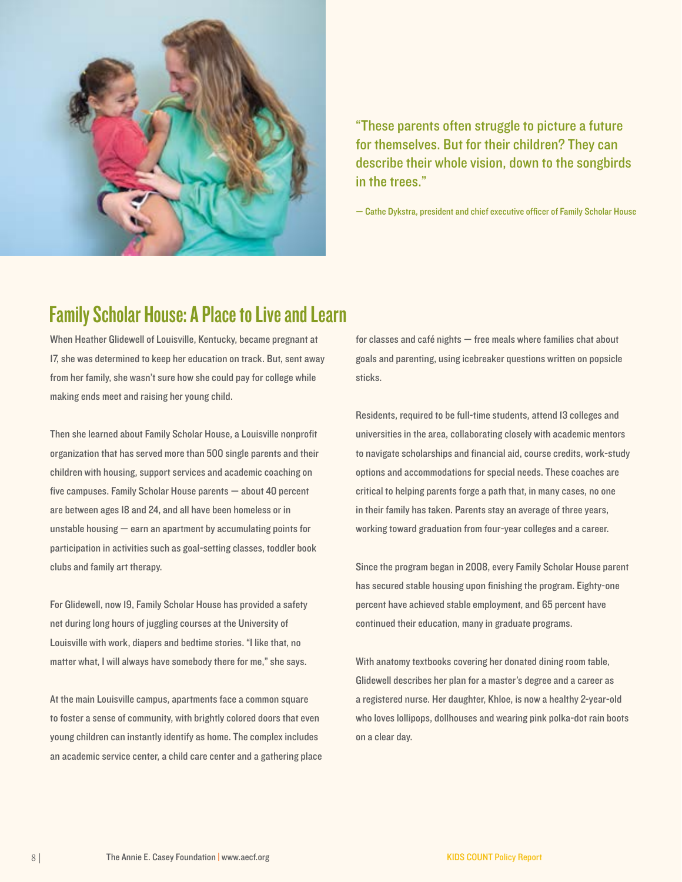"These parents often struggle to picture a future for themselves. But for their children? They can describe their whole vision, down to the songbirds in the trees."

— Cathe Dykstra, president and chief executive officer of Family Scholar House

## Family Scholar House: A Place to Live and Learn

When Heather Glidewell of Louisville, Kentucky, became pregnant at 17, she was determined to keep her education on track. But, sent away from her family, she wasn't sure how she could pay for college while making ends meet and raising her young child.

Then she learned about Family Scholar House, a Louisville nonprofit organization that has served more than 500 single parents and their children with housing, support services and academic coaching on five campuses. Family Scholar House parents — about 40 percent are between ages 18 and 24, and all have been homeless or in unstable housing — earn an apartment by accumulating points for participation in activities such as goal-setting classes, toddler book clubs and family art therapy.

For Glidewell, now 19, Family Scholar House has provided a safety net during long hours of juggling courses at the University of Louisville with work, diapers and bedtime stories. "I like that, no matter what, I will always have somebody there for me," she says.

At the main Louisville campus, apartments face a common square to foster a sense of community, with brightly colored doors that even young children can instantly identify as home. The complex includes an academic service center, a child care center and a gathering place for classes and café nights — free meals where families chat about goals and parenting, using icebreaker questions written on popsicle sticks.

Residents, required to be full-time students, attend 13 colleges and universities in the area, collaborating closely with academic mentors to navigate scholarships and financial aid, course credits, work-study options and accommodations for special needs. These coaches are critical to helping parents forge a path that, in many cases, no one in their family has taken. Parents stay an average of three years, working toward graduation from four-year colleges and a career.

Since the program began in 2008, every Family Scholar House parent has secured stable housing upon finishing the program. Eighty-one percent have achieved stable employment, and 65 percent have continued their education, many in graduate programs.

With anatomy textbooks covering her donated dining room table, Glidewell describes her plan for a master's degree and a career as a registered nurse. Her daughter, Khloe, is now a healthy 2-year-old who loves lollipops, dollhouses and wearing pink polka-dot rain boots on a clear day.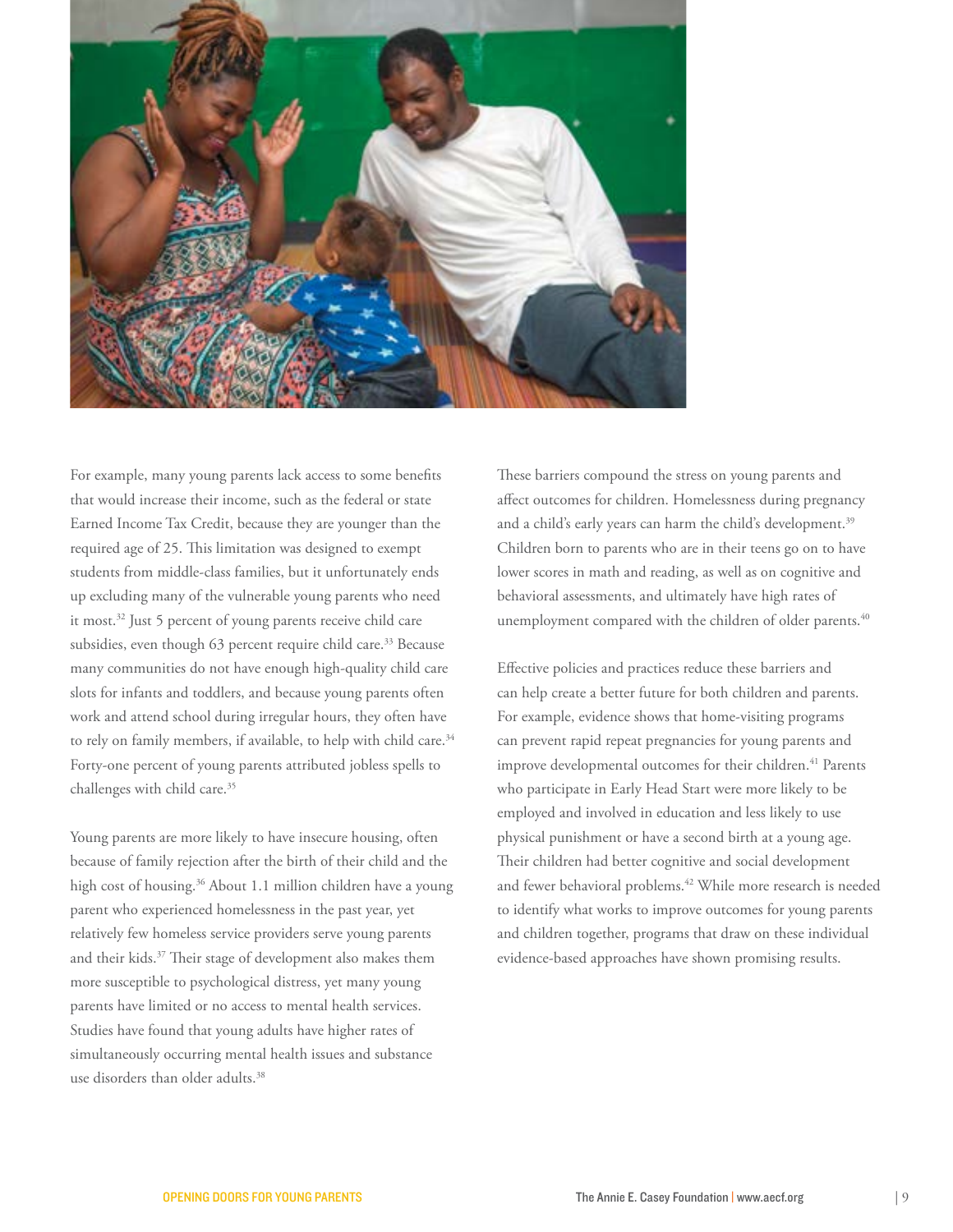For example, many young parents lack access to some benefits that would increase their income, such as the federal or state Earned Income Tax Credit, because they are younger than the required age of 25. This limitation was designed to exempt students from middle-class families, but it unfortunately ends up excluding many of the vulnerable young parents who need it most.[32] Just 5 percent of young parents receive child care subsidies, even though 63 percent require child care.[33] Because many communities do not have enough high-quality child care slots for infants and toddlers, and because young parents often work and attend school during irregular hours, they often have to rely on family members, if available, to help with child care.[34] Forty-one percent of young parents attributed jobless spells to challenges with child care.[35]

Young parents are more likely to have insecure housing, often because of family rejection after the birth of their child and the high cost of housing.[36] About 1.1 million children have a young parent who experienced homelessness in the past year, yet relatively few homeless service providers serve young parents and their kids.[37] Their stage of development also makes them more susceptible to psychological distress, yet many young parents have limited or no access to mental health services. Studies have found that young adults have higher rates of simultaneously occurring mental health issues and substance use disorders than older adults.[38]

These barriers compound the stress on young parents and affect outcomes for children. Homelessness during pregnancy and a child's early years can harm the child's development.[39] Children born to parents who are in their teens go on to have lower scores in math and reading, as well as on cognitive and behavioral assessments, and ultimately have high rates of unemployment compared with the children of older parents.[40]

Effective policies and practices reduce these barriers and can help create a better future for both children and parents. For example, evidence shows that home-visiting programs can prevent rapid repeat pregnancies for young parents and improve developmental outcomes for their children.[41] Parents who participate in Early Head Start were more likely to be employed and involved in education and less likely to use physical punishment or have a second birth at a young age. Their children had better cognitive and social development and fewer behavioral problems.[42] While more research is needed to identify what works to improve outcomes for young parents and children together, programs that draw on these individual evidence-based approaches have shown promising results.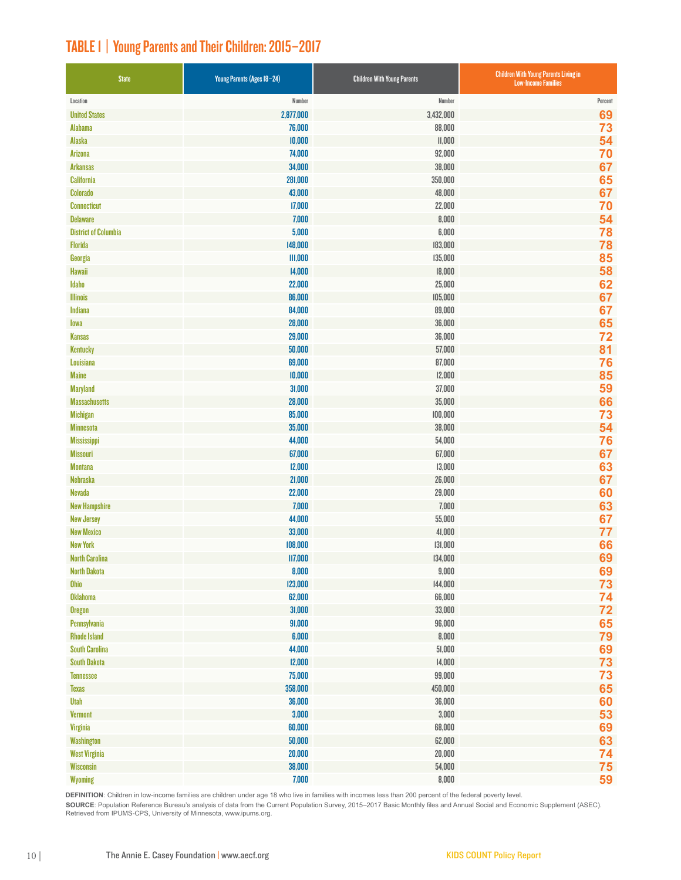## TABLE 1 | Young Parents and Their Children: 2015–2017

| State | Young Parents (Ages 18–24) | Children With Young Parents | Children With Young Parents Living in Low-Income Families |
|---|---|---|---|
| Location | Number | Number | Percent |
| United States | 2,877,000 | 3,432,000 | 69 |
| Alabama | 76,000 | 88,000 | 73 |
| Alaska | 10,000 | 11,000 | 54 |
| Arizona | 74,000 | 92,000 | 70 |
| Arkansas | 34,000 | 38,000 | 67 |
| California | 281,000 | 350,000 | 65 |
| Colorado | 43,000 | 48,000 | 67 |
| Connecticut | 17,000 | 22,000 | 70 |
| Delaware | 7,000 | 8,000 | 54 |
| District of Columbia | 5,000 | 6,000 | 78 |
| Florida | 148,000 | 183,000 | 78 |
| Georgia | 111,000 | 135,000 | 85 |
| Hawaii | 14,000 | 18,000 | 58 |
| Idaho | 22,000 | 25,000 | 62 |
| Illinois | 86,000 | 105,000 | 67 |
| Indiana | 84,000 | 89,000 | 67 |
| Iowa | 28,000 | 36,000 | 65 |
| Kansas | 29,000 | 36,000 | 72 |
| Kentucky | 50,000 | 57,000 | 81 |
| Louisiana | 69,000 | 87,000 | 76 |
| Maine | 10,000 | 12,000 | 85 |
| Maryland | 31,000 | 37,000 | 59 |
| Massachusetts | 28,000 | 35,000 | 66 |
| Michigan | 85,000 | 100,000 | 73 |
| Minnesota | 35,000 | 38,000 | 54 |
| Mississippi | 44,000 | 54,000 | 76 |
| Missouri | 67,000 | 67,000 | 67 |
| Montana | 12,000 | 13,000 | 63 |
| Nebraska | 21,000 | 26,000 | 67 |
| Nevada | 22,000 | 29,000 | 60 |
| New Hampshire | 7,000 | 7,000 | 63 |
| New Jersey | 44,000 | 55,000 | 67 |
| New Mexico | 33,000 | 41,000 | 77 |
| New York | 108,000 | 131,000 | 66 |
| North Carolina | 117,000 | 134,000 | 69 |
| North Dakota | 8,000 | 9,000 | 69 |
| Ohio | 123,000 | 144,000 | 73 |
| Oklahoma | 62,000 | 66,000 | 74 |
| Oregon | 31,000 | 33,000 | 72 |
| Pennsylvania | 91,000 | 96,000 | 65 |
| Rhode Island | 6,000 | 8,000 | 79 |
| South Carolina | 44,000 | 51,000 | 69 |
| South Dakota | 12,000 | 14,000 | 73 |
| Tennessee | 75,000 | 99,000 | 73 |
| Texas | 358,000 | 450,000 | 65 |
| Utah | 36,000 | 36,000 | 60 |
| Vermont | 3,000 | 3,000 | 53 |
| Virginia | 60,000 | 68,000 | 69 |
| Washington | 50,000 | 62,000 | 63 |
| West Virginia | 20,000 | 20,000 | 74 |
| Wisconsin | 38,000 | 54,000 | 75 |
| Wyoming | 7,000 | 8,000 | 59 |

**DEFINITION**: Children in low-income families are children under age 18 who live in families with incomes less than 200 percent of the federal poverty level.

**SOURCE**: Population Reference Bureau's analysis of data from the Current Population Survey, 2015–2017 Basic Monthly files and Annual Social and Economic Supplement (ASEC). Retrieved from IPUMS-CPS, University of Minnesota, www.ipums.org.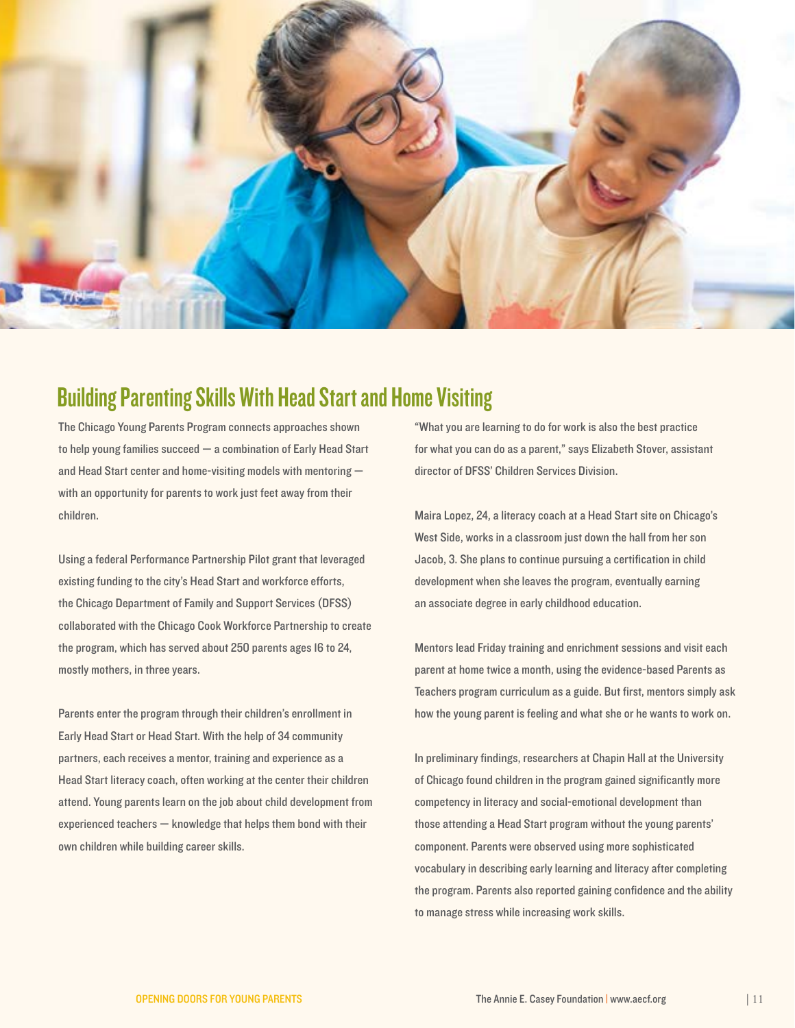## Building Parenting Skills With Head Start and Home Visiting

The Chicago Young Parents Program connects approaches shown to help young families succeed — a combination of Early Head Start and Head Start center and home-visiting models with mentoring — with an opportunity for parents to work just feet away from their children.

Using a federal Performance Partnership Pilot grant that leveraged existing funding to the city's Head Start and workforce efforts, the Chicago Department of Family and Support Services (DFSS) collaborated with the Chicago Cook Workforce Partnership to create the program, which has served about 250 parents ages 16 to 24, mostly mothers, in three years.

Parents enter the program through their children's enrollment in Early Head Start or Head Start. With the help of 34 community partners, each receives a mentor, training and experience as a Head Start literacy coach, often working at the center their children attend. Young parents learn on the job about child development from experienced teachers — knowledge that helps them bond with their own children while building career skills.

"What you are learning to do for work is also the best practice for what you can do as a parent," says Elizabeth Stover, assistant director of DFSS' Children Services Division.

Maira Lopez, 24, a literacy coach at a Head Start site on Chicago's West Side, works in a classroom just down the hall from her son Jacob, 3. She plans to continue pursuing a certification in child development when she leaves the program, eventually earning an associate degree in early childhood education.

Mentors lead Friday training and enrichment sessions and visit each parent at home twice a month, using the evidence-based Parents as Teachers program curriculum as a guide. But first, mentors simply ask how the young parent is feeling and what she or he wants to work on.

In preliminary findings, researchers at Chapin Hall at the University of Chicago found children in the program gained significantly more competency in literacy and social-emotional development than those attending a Head Start program without the young parents' component. Parents were observed using more sophisticated vocabulary in describing early learning and literacy after completing the program. Parents also reported gaining confidence and the ability to manage stress while increasing work skills.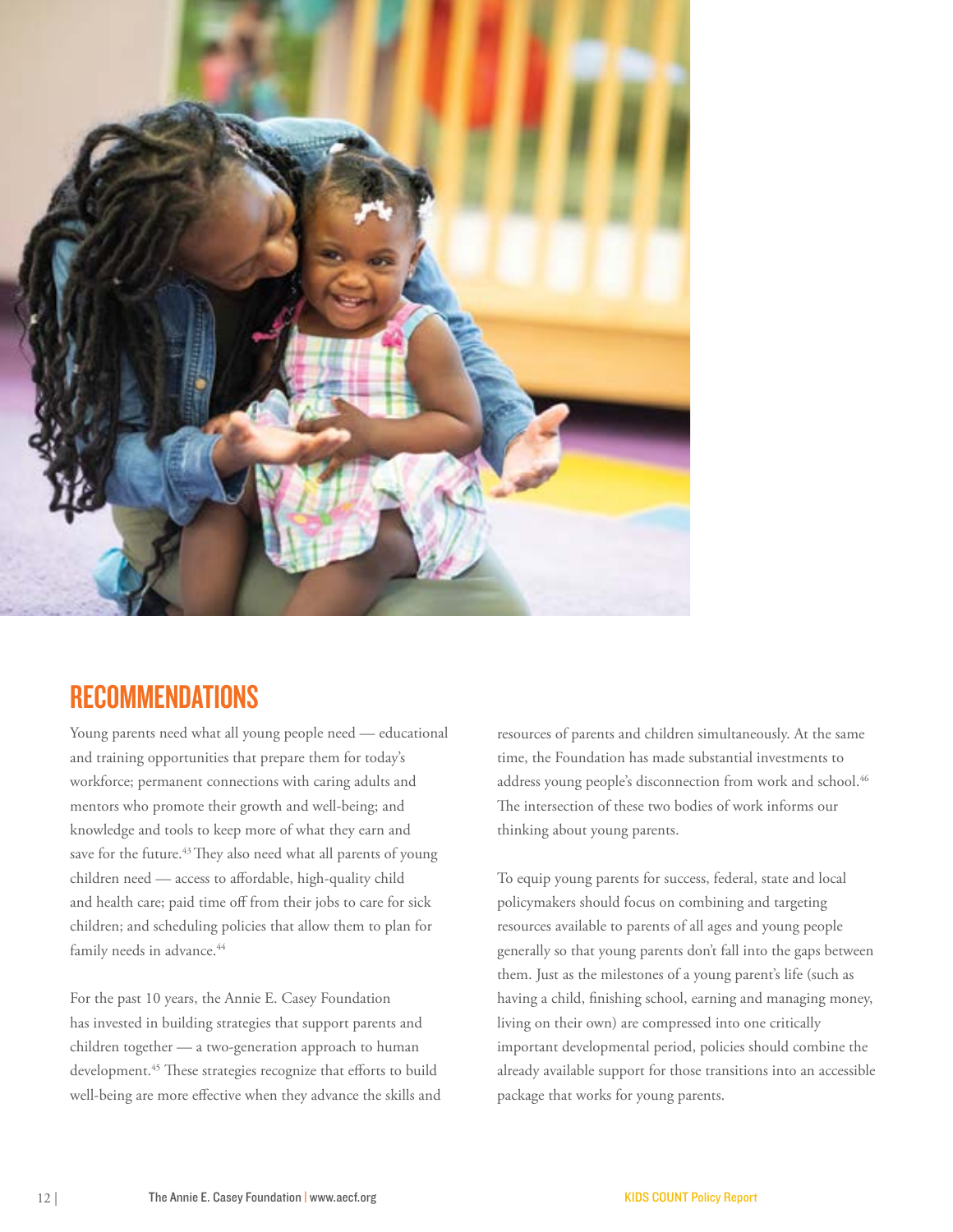## RECOMMENDATIONS

Young parents need what all young people need — educational and training opportunities that prepare them for today's workforce; permanent connections with caring adults and mentors who promote their growth and well-being; and knowledge and tools to keep more of what they earn and save for the future.[43] They also need what all parents of young children need — access to affordable, high-quality child and health care; paid time off from their jobs to care for sick children; and scheduling policies that allow them to plan for family needs in advance.[44]

For the past 10 years, the Annie E. Casey Foundation has invested in building strategies that support parents and children together — a two-generation approach to human development.[45] These strategies recognize that efforts to build well-being are more effective when they advance the skills and resources of parents and children simultaneously. At the same time, the Foundation has made substantial investments to address young people's disconnection from work and school.[46] The intersection of these two bodies of work informs our thinking about young parents.

To equip young parents for success, federal, state and local policymakers should focus on combining and targeting resources available to parents of all ages and young people generally so that young parents don't fall into the gaps between them. Just as the milestones of a young parent's life (such as having a child, finishing school, earning and managing money, living on their own) are compressed into one critically important developmental period, policies should combine the already available support for those transitions into an accessible package that works for young parents.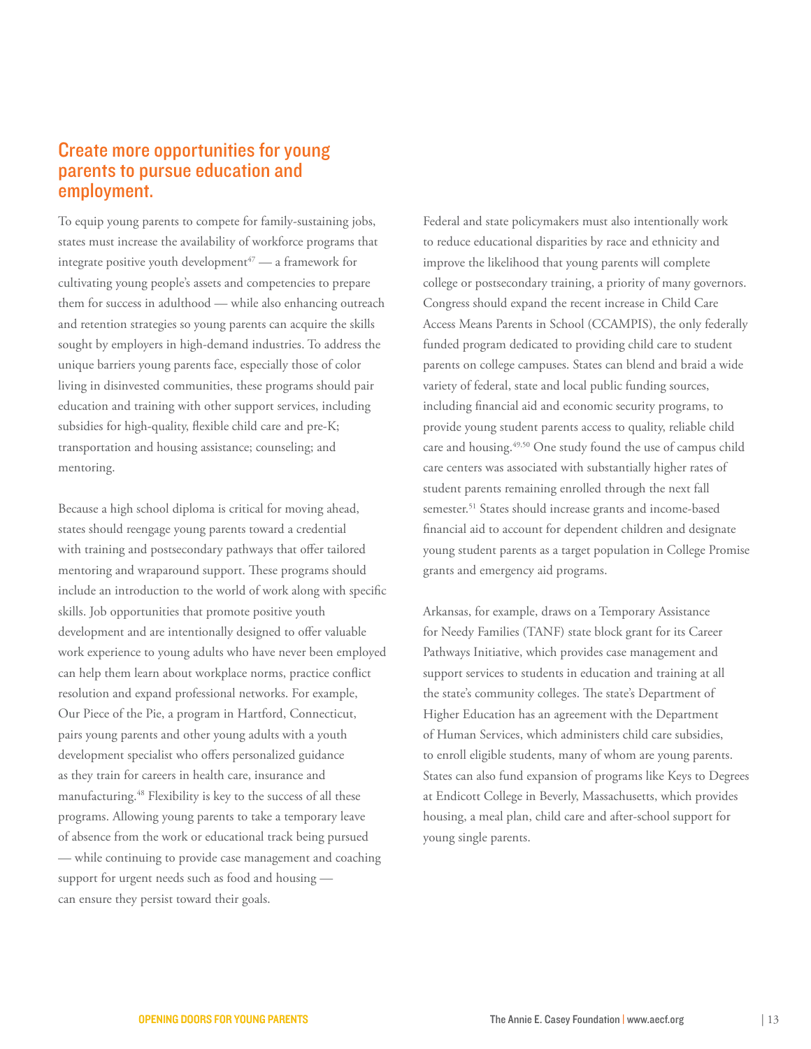## Create more opportunities for young parents to pursue education and employment.

To equip young parents to compete for family-sustaining jobs, states must increase the availability of workforce programs that integrate positive youth development[47] — a framework for cultivating young people's assets and competencies to prepare them for success in adulthood — while also enhancing outreach and retention strategies so young parents can acquire the skills sought by employers in high-demand industries. To address the unique barriers young parents face, especially those of color living in disinvested communities, these programs should pair education and training with other support services, including subsidies for high-quality, flexible child care and pre-K; transportation and housing assistance; counseling; and mentoring.

Because a high school diploma is critical for moving ahead, states should reengage young parents toward a credential with training and postsecondary pathways that offer tailored mentoring and wraparound support. These programs should include an introduction to the world of work along with specific skills. Job opportunities that promote positive youth development and are intentionally designed to offer valuable work experience to young adults who have never been employed can help them learn about workplace norms, practice conflict resolution and expand professional networks. For example, Our Piece of the Pie, a program in Hartford, Connecticut, pairs young parents and other young adults with a youth development specialist who offers personalized guidance as they train for careers in health care, insurance and manufacturing.[48] Flexibility is key to the success of all these programs. Allowing young parents to take a temporary leave of absence from the work or educational track being pursued — while continuing to provide case management and coaching support for urgent needs such as food and housing — can ensure they persist toward their goals.

Federal and state policymakers must also intentionally work to reduce educational disparities by race and ethnicity and improve the likelihood that young parents will complete college or postsecondary training, a priority of many governors. Congress should expand the recent increase in Child Care Access Means Parents in School (CCAMPIS), the only federally funded program dedicated to providing child care to student parents on college campuses. States can blend and braid a wide variety of federal, state and local public funding sources, including financial aid and economic security programs, to provide young student parents access to quality, reliable child care and housing.[49,50] One study found the use of campus child care centers was associated with substantially higher rates of student parents remaining enrolled through the next fall semester.[51] States should increase grants and income-based financial aid to account for dependent children and designate young student parents as a target population in College Promise grants and emergency aid programs.

Arkansas, for example, draws on a Temporary Assistance for Needy Families (TANF) state block grant for its Career Pathways Initiative, which provides case management and support services to students in education and training at all the state's community colleges. The state's Department of Higher Education has an agreement with the Department of Human Services, which administers child care subsidies, to enroll eligible students, many of whom are young parents. States can also fund expansion of programs like Keys to Degrees at Endicott College in Beverly, Massachusetts, which provides housing, a meal plan, child care and after-school support for young single parents.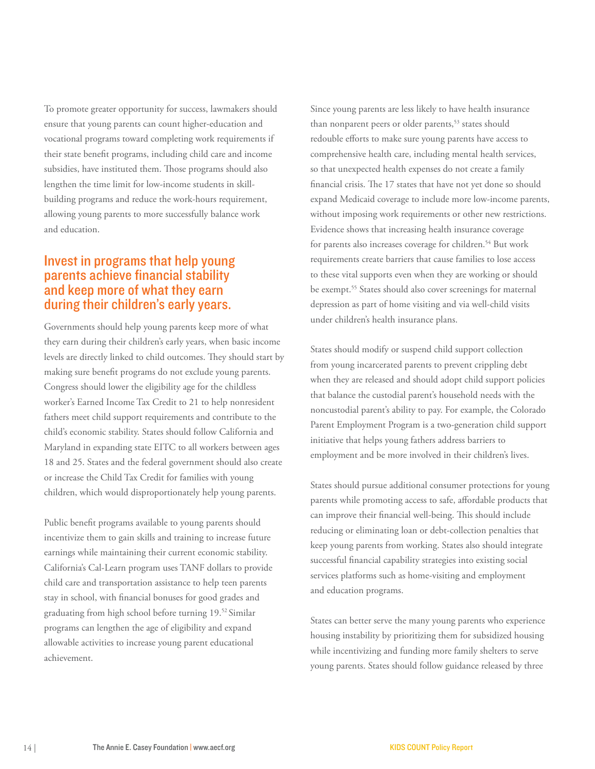To promote greater opportunity for success, lawmakers should ensure that young parents can count higher-education and vocational programs toward completing work requirements if their state benefit programs, including child care and income subsidies, have instituted them. Those programs should also lengthen the time limit for low-income students in skill-building programs and reduce the work-hours requirement, allowing young parents to more successfully balance work and education.

## Invest in programs that help young parents achieve financial stability and keep more of what they earn during their children's early years.

Governments should help young parents keep more of what they earn during their children's early years, when basic income levels are directly linked to child outcomes. They should start by making sure benefit programs do not exclude young parents. Congress should lower the eligibility age for the childless worker's Earned Income Tax Credit to 21 to help nonresident fathers meet child support requirements and contribute to the child's economic stability. States should follow California and Maryland in expanding state EITC to all workers between ages 18 and 25. States and the federal government should also create or increase the Child Tax Credit for families with young children, which would disproportionately help young parents.

Public benefit programs available to young parents should incentivize them to gain skills and training to increase future earnings while maintaining their current economic stability. California's Cal-Learn program uses TANF dollars to provide child care and transportation assistance to help teen parents stay in school, with financial bonuses for good grades and graduating from high school before turning 19.[52] Similar programs can lengthen the age of eligibility and expand allowable activities to increase young parent educational achievement.

Since young parents are less likely to have health insurance than nonparent peers or older parents,[53] states should redouble efforts to make sure young parents have access to comprehensive health care, including mental health services, so that unexpected health expenses do not create a family financial crisis. The 17 states that have not yet done so should expand Medicaid coverage to include more low-income parents, without imposing work requirements or other new restrictions. Evidence shows that increasing health insurance coverage for parents also increases coverage for children.[54] But work requirements create barriers that cause families to lose access to these vital supports even when they are working or should be exempt.[55] States should also cover screenings for maternal depression as part of home visiting and via well-child visits under children's health insurance plans.

States should modify or suspend child support collection from young incarcerated parents to prevent crippling debt when they are released and should adopt child support policies that balance the custodial parent's household needs with the noncustodial parent's ability to pay. For example, the Colorado Parent Employment Program is a two-generation child support initiative that helps young fathers address barriers to employment and be more involved in their children's lives.

States should pursue additional consumer protections for young parents while promoting access to safe, affordable products that can improve their financial well-being. This should include reducing or eliminating loan or debt-collection penalties that keep young parents from working. States also should integrate successful financial capability strategies into existing social services platforms such as home-visiting and employment and education programs.

States can better serve the many young parents who experience housing instability by prioritizing them for subsidized housing while incentivizing and funding more family shelters to serve young parents. States should follow guidance released by three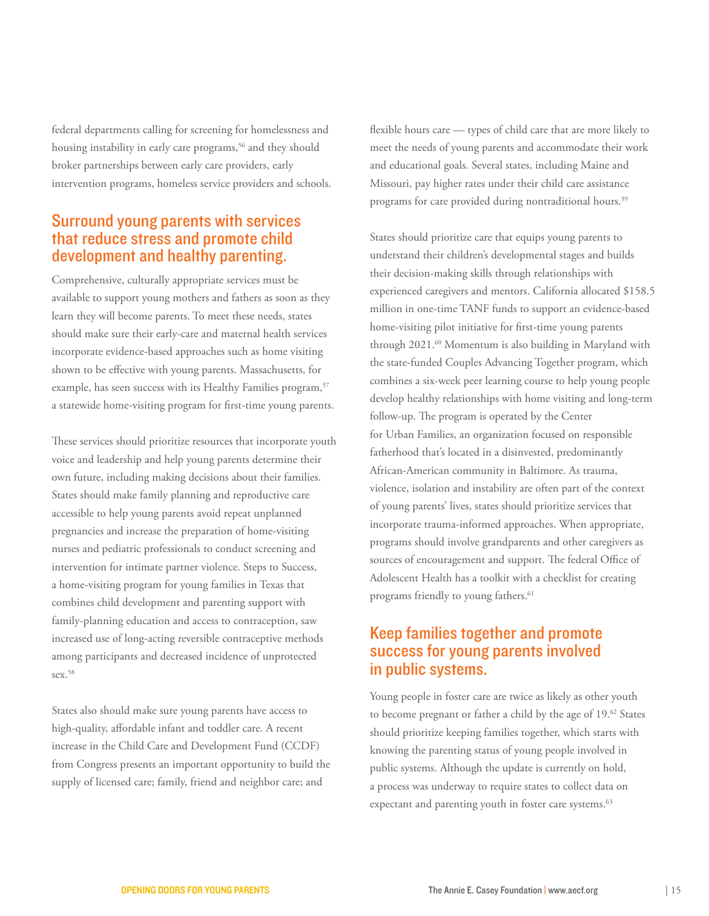federal departments calling for screening for homelessness and housing instability in early care programs,[56] and they should broker partnerships between early care providers, early intervention programs, homeless service providers and schools.

## Surround young parents with services that reduce stress and promote child development and healthy parenting.

Comprehensive, culturally appropriate services must be available to support young mothers and fathers as soon as they learn they will become parents. To meet these needs, states should make sure their early-care and maternal health services incorporate evidence-based approaches such as home visiting shown to be effective with young parents. Massachusetts, for example, has seen success with its Healthy Families program,[57] a statewide home-visiting program for first-time young parents.

These services should prioritize resources that incorporate youth voice and leadership and help young parents determine their own future, including making decisions about their families. States should make family planning and reproductive care accessible to help young parents avoid repeat unplanned pregnancies and increase the preparation of home-visiting nurses and pediatric professionals to conduct screening and intervention for intimate partner violence. Steps to Success, a home-visiting program for young families in Texas that combines child development and parenting support with family-planning education and access to contraception, saw increased use of long-acting reversible contraceptive methods among participants and decreased incidence of unprotected sex.[58]

States also should make sure young parents have access to high-quality, affordable infant and toddler care. A recent increase in the Child Care and Development Fund (CCDF) from Congress presents an important opportunity to build the supply of licensed care; family, friend and neighbor care; and flexible hours care — types of child care that are more likely to meet the needs of young parents and accommodate their work and educational goals. Several states, including Maine and Missouri, pay higher rates under their child care assistance programs for care provided during nontraditional hours.[59]

States should prioritize care that equips young parents to understand their children's developmental stages and builds their decision-making skills through relationships with experienced caregivers and mentors. California allocated $158.5 million in one-time TANF funds to support an evidence-based home-visiting pilot initiative for first-time young parents through 2021.[60] Momentum is also building in Maryland with the state-funded Couples Advancing Together program, which combines a six-week peer learning course to help young people develop healthy relationships with home visiting and long-term follow-up. The program is operated by the Center for Urban Families, an organization focused on responsible fatherhood that's located in a disinvested, predominantly African-American community in Baltimore. As trauma, violence, isolation and instability are often part of the context of young parents' lives, states should prioritize services that incorporate trauma-informed approaches. When appropriate, programs should involve grandparents and other caregivers as sources of encouragement and support. The federal Office of Adolescent Health has a toolkit with a checklist for creating programs friendly to young fathers.[61]

## Keep families together and promote success for young parents involved in public systems.

Young people in foster care are twice as likely as other youth to become pregnant or father a child by the age of 19.[62] States should prioritize keeping families together, which starts with knowing the parenting status of young people involved in public systems. Although the update is currently on hold, a process was underway to require states to collect data on expectant and parenting youth in foster care systems.[63]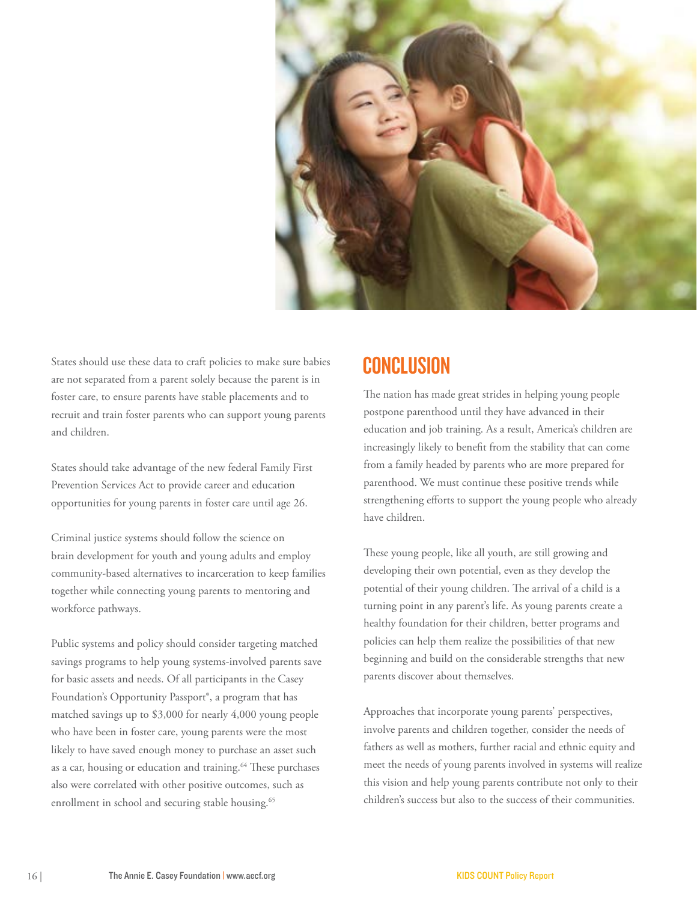States should use these data to craft policies to make sure babies are not separated from a parent solely because the parent is in foster care, to ensure parents have stable placements and to recruit and train foster parents who can support young parents and children.

States should take advantage of the new federal Family First Prevention Services Act to provide career and education opportunities for young parents in foster care until age 26.

Criminal justice systems should follow the science on brain development for youth and young adults and employ community-based alternatives to incarceration to keep families together while connecting young parents to mentoring and workforce pathways.

Public systems and policy should consider targeting matched savings programs to help young systems-involved parents save for basic assets and needs. Of all participants in the Casey Foundation's Opportunity Passport®, a program that has matched savings up to $3,000 for nearly 4,000 young people who have been in foster care, young parents were the most likely to have saved enough money to purchase an asset such as a car, housing or education and training.[64] These purchases also were correlated with other positive outcomes, such as enrollment in school and securing stable housing.[65]

## CONCLUSION

The nation has made great strides in helping young people postpone parenthood until they have advanced in their education and job training. As a result, America's children are increasingly likely to benefit from the stability that can come from a family headed by parents who are more prepared for parenthood. We must continue these positive trends while strengthening efforts to support the young people who already have children.

These young people, like all youth, are still growing and developing their own potential, even as they develop the potential of their young children. The arrival of a child is a turning point in any parent's life. As young parents create a healthy foundation for their children, better programs and policies can help them realize the possibilities of that new beginning and build on the considerable strengths that new parents discover about themselves.

Approaches that incorporate young parents' perspectives, involve parents and children together, consider the needs of fathers as well as mothers, further racial and ethnic equity and meet the needs of young parents involved in systems will realize this vision and help young parents contribute not only to their children's success but also to the success of their communities.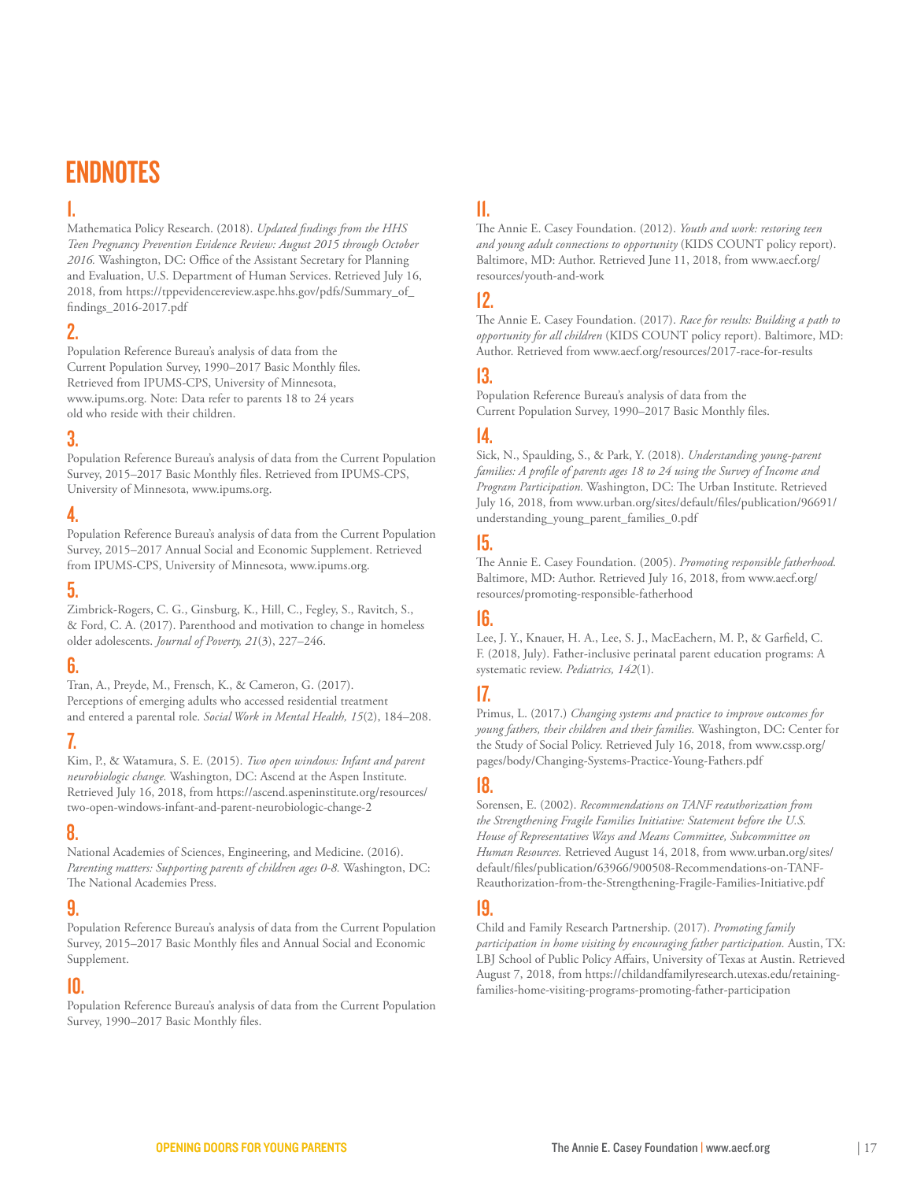# ENDNOTES

## 1.

Mathematica Policy Research. (2018). *Updated findings from the HHS Teen Pregnancy Prevention Evidence Review: August 2015 through October 2016.* Washington, DC: Office of the Assistant Secretary for Planning and Evaluation, U.S. Department of Human Services. Retrieved July 16, 2018, from https://tppevidencereview.aspe.hhs.gov/pdfs/Summary_of_findings_2016-2017.pdf

## 2.

Population Reference Bureau's analysis of data from the Current Population Survey, 1990–2017 Basic Monthly files. Retrieved from IPUMS-CPS, University of Minnesota, www.ipums.org. Note: Data refer to parents 18 to 24 years old who reside with their children.

## 3.

Population Reference Bureau's analysis of data from the Current Population Survey, 2015–2017 Basic Monthly files. Retrieved from IPUMS-CPS, University of Minnesota, www.ipums.org.

## 4.

Population Reference Bureau's analysis of data from the Current Population Survey, 2015–2017 Annual Social and Economic Supplement. Retrieved from IPUMS-CPS, University of Minnesota, www.ipums.org.

## 5.

Zimbrick-Rogers, C. G., Ginsburg, K., Hill, C., Fegley, S., Ravitch, S., & Ford, C. A. (2017). Parenthood and motivation to change in homeless older adolescents. *Journal of Poverty, 21*(3), 227–246.

## 6.

Tran, A., Preyde, M., Frensch, K., & Cameron, G. (2017). Perceptions of emerging adults who accessed residential treatment and entered a parental role. *Social Work in Mental Health, 15*(2), 184–208.

## 7.

Kim, P., & Watamura, S. E. (2015). *Two open windows: Infant and parent neurobiologic change.* Washington, DC: Ascend at the Aspen Institute. Retrieved July 16, 2018, from https://ascend.aspeninstitute.org/resources/two-open-windows-infant-and-parent-neurobiologic-change-2

## 8.

National Academies of Sciences, Engineering, and Medicine. (2016). *Parenting matters: Supporting parents of children ages 0-8.* Washington, DC: The National Academies Press.

## 9.

Population Reference Bureau's analysis of data from the Current Population Survey, 2015–2017 Basic Monthly files and Annual Social and Economic Supplement.

## 10.

Population Reference Bureau's analysis of data from the Current Population Survey, 1990–2017 Basic Monthly files.

## 11.

The Annie E. Casey Foundation. (2012). *Youth and work: restoring teen and young adult connections to opportunity* (KIDS COUNT policy report). Baltimore, MD: Author. Retrieved June 11, 2018, from www.aecf.org/resources/youth-and-work

## 12.

The Annie E. Casey Foundation. (2017). *Race for results: Building a path to opportunity for all children* (KIDS COUNT policy report). Baltimore, MD: Author. Retrieved from www.aecf.org/resources/2017-race-for-results

## 13.

Population Reference Bureau's analysis of data from the Current Population Survey, 1990–2017 Basic Monthly files.

## 14.

Sick, N., Spaulding, S., & Park, Y. (2018). *Understanding young-parent families: A profile of parents ages 18 to 24 using the Survey of Income and Program Participation.* Washington, DC: The Urban Institute. Retrieved July 16, 2018, from www.urban.org/sites/default/files/publication/96691/understanding_young_parent_families_0.pdf

## 15.

The Annie E. Casey Foundation. (2005). *Promoting responsible fatherhood.* Baltimore, MD: Author. Retrieved July 16, 2018, from www.aecf.org/resources/promoting-responsible-fatherhood

## 16.

Lee, J. Y., Knauer, H. A., Lee, S. J., MacEachern, M. P., & Garfield, C. F. (2018, July). Father-inclusive perinatal parent education programs: A systematic review. *Pediatrics, 142*(1).

## 17.

Primus, L. (2017.) *Changing systems and practice to improve outcomes for young fathers, their children and their families.* Washington, DC: Center for the Study of Social Policy. Retrieved July 16, 2018, from www.cssp.org/pages/body/Changing-Systems-Practice-Young-Fathers.pdf

## 18.

Sorensen, E. (2002). *Recommendations on TANF reauthorization from the Strengthening Fragile Families Initiative: Statement before the U.S. House of Representatives Ways and Means Committee, Subcommittee on Human Resources.* Retrieved August 14, 2018, from www.urban.org/sites/default/files/publication/63966/900508-Recommendations-on-TANF-Reauthorization-from-the-Strengthening-Fragile-Families-Initiative.pdf

## 19.

Child and Family Research Partnership. (2017). *Promoting family participation in home visiting by encouraging father participation.* Austin, TX: LBJ School of Public Policy Affairs, University of Texas at Austin. Retrieved August 7, 2018, from https://childandfamilyresearch.utexas.edu/retaining-families-home-visiting-programs-promoting-father-participation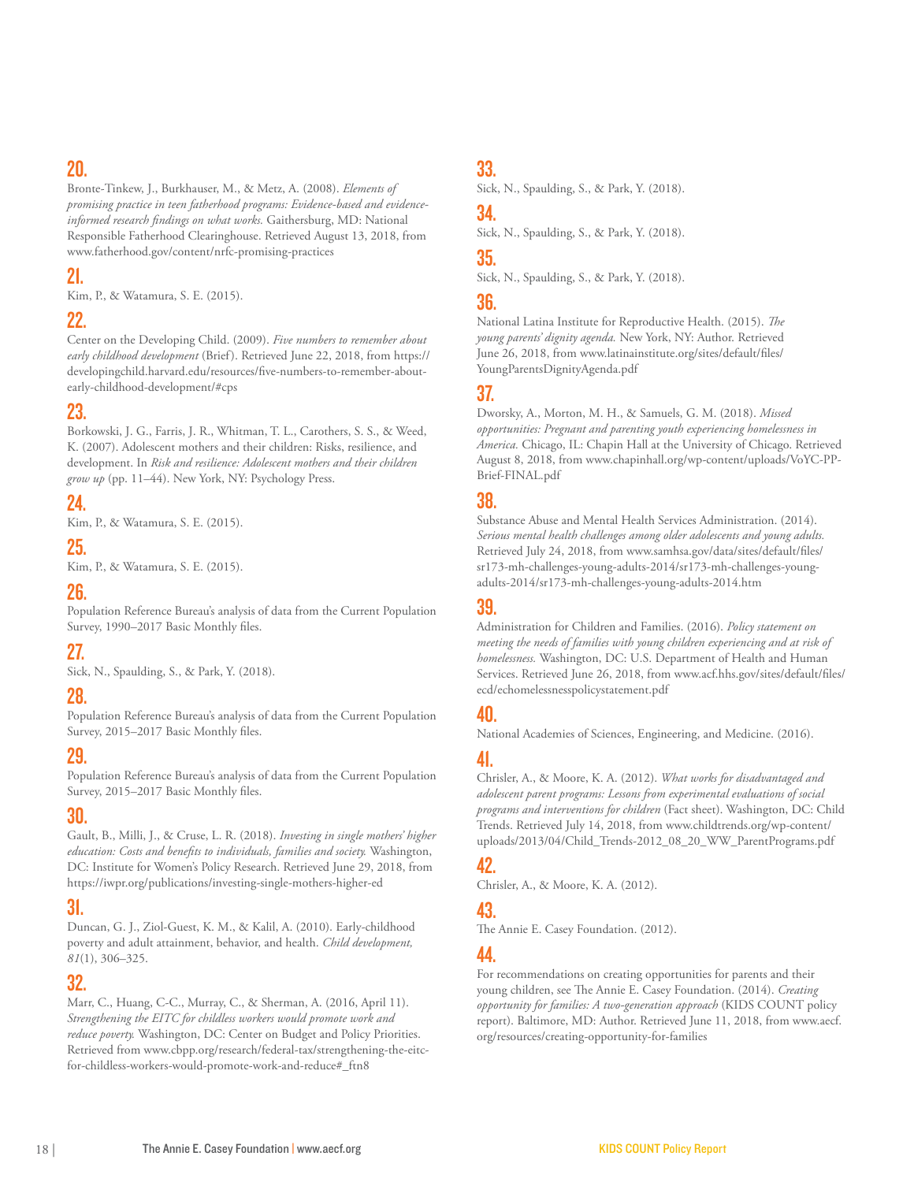## 20.

Bronte-Tinkew, J., Burkhauser, M., & Metz, A. (2008). *Elements of promising practice in teen fatherhood programs: Evidence-based and evidence-informed research findings on what works.* Gaithersburg, MD: National Responsible Fatherhood Clearinghouse. Retrieved August 13, 2018, from www.fatherhood.gov/content/nrfc-promising-practices

## 21.

Kim, P., & Watamura, S. E. (2015).

## 22.

Center on the Developing Child. (2009). *Five numbers to remember about early childhood development* (Brief). Retrieved June 22, 2018, from https://developingchild.harvard.edu/resources/five-numbers-to-remember-about-early-childhood-development/#cps

## 23.

Borkowski, J. G., Farris, J. R., Whitman, T. L., Carothers, S. S., & Weed, K. (2007). Adolescent mothers and their children: Risks, resilience, and development. In *Risk and resilience: Adolescent mothers and their children grow up* (pp. 11–44). New York, NY: Psychology Press.

## 24.

Kim, P., & Watamura, S. E. (2015).

## 25.

Kim, P., & Watamura, S. E. (2015).

## 26.

Population Reference Bureau's analysis of data from the Current Population Survey, 1990–2017 Basic Monthly files.

## 27.

Sick, N., Spaulding, S., & Park, Y. (2018).

## 28.

Population Reference Bureau's analysis of data from the Current Population Survey, 2015–2017 Basic Monthly files.

## 29.

Population Reference Bureau's analysis of data from the Current Population Survey, 2015–2017 Basic Monthly files.

## 30.

Gault, B., Milli, J., & Cruse, L. R. (2018). *Investing in single mothers' higher education: Costs and benefits to individuals, families and society.* Washington, DC: Institute for Women's Policy Research. Retrieved June 29, 2018, from https://iwpr.org/publications/investing-single-mothers-higher-ed

## 31.

Duncan, G. J., Ziol-Guest, K. M., & Kalil, A. (2010). Early-childhood poverty and adult attainment, behavior, and health. *Child development, 81*(1), 306–325.

## 32.

Marr, C., Huang, C-C., Murray, C., & Sherman, A. (2016, April 11). *Strengthening the EITC for childless workers would promote work and reduce poverty.* Washington, DC: Center on Budget and Policy Priorities. Retrieved from www.cbpp.org/research/federal-tax/strengthening-the-eitc-for-childless-workers-would-promote-work-and-reduce#_ftn8

## 33.

Sick, N., Spaulding, S., & Park, Y. (2018).

## 34.

Sick, N., Spaulding, S., & Park, Y. (2018).

## 35.

Sick, N., Spaulding, S., & Park, Y. (2018).

## 36.

National Latina Institute for Reproductive Health. (2015). *The young parents' dignity agenda.* New York, NY: Author. Retrieved June 26, 2018, from www.latinainstitute.org/sites/default/files/YoungParentsDignityAgenda.pdf

## 37.

Dworsky, A., Morton, M. H., & Samuels, G. M. (2018). *Missed opportunities: Pregnant and parenting youth experiencing homelessness in America.* Chicago, IL: Chapin Hall at the University of Chicago. Retrieved August 8, 2018, from www.chapinhall.org/wp-content/uploads/VoYC-PP-Brief-FINAL.pdf

## 38.

Substance Abuse and Mental Health Services Administration. (2014). *Serious mental health challenges among older adolescents and young adults.* Retrieved July 24, 2018, from www.samhsa.gov/data/sites/default/files/sr173-mh-challenges-young-adults-2014/sr173-mh-challenges-young-adults-2014/sr173-mh-challenges-young-adults-2014.htm

## 39.

Administration for Children and Families. (2016). *Policy statement on meeting the needs of families with young children experiencing and at risk of homelessness.* Washington, DC: U.S. Department of Health and Human Services. Retrieved June 26, 2018, from www.acf.hhs.gov/sites/default/files/ecd/echomelessnesspolicystatement.pdf

## 40.

National Academies of Sciences, Engineering, and Medicine. (2016).

## 41.

Chrisler, A., & Moore, K. A. (2012). *What works for disadvantaged and adolescent parent programs: Lessons from experimental evaluations of social programs and interventions for children* (Fact sheet). Washington, DC: Child Trends. Retrieved July 14, 2018, from www.childtrends.org/wp-content/uploads/2013/04/Child_Trends-2012_08_20_WW_ParentPrograms.pdf

## 42.

Chrisler, A., & Moore, K. A. (2012).

## 43.

The Annie E. Casey Foundation. (2012).

## 44.

For recommendations on creating opportunities for parents and their young children, see The Annie E. Casey Foundation. (2014). *Creating opportunity for families: A two-generation approach* (KIDS COUNT policy report). Baltimore, MD: Author. Retrieved June 11, 2018, from www.aecf.org/resources/creating-opportunity-for-families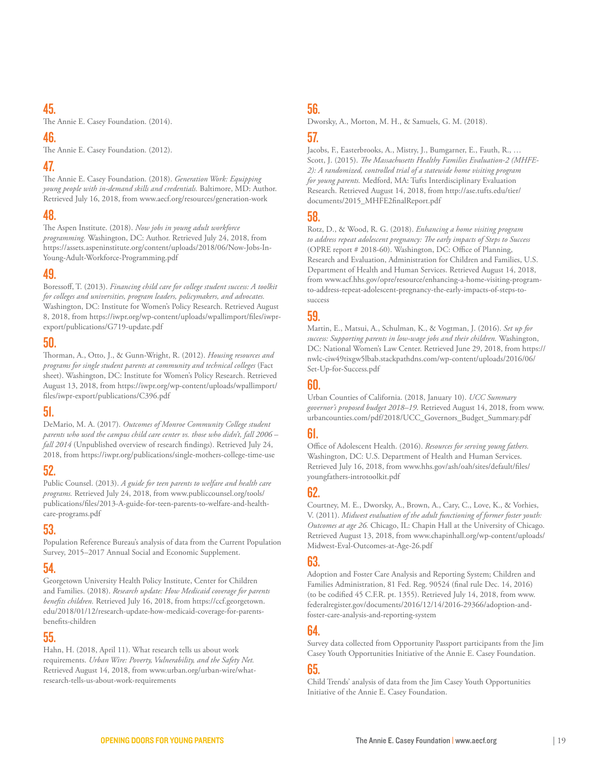**45.**
The Annie E. Casey Foundation. (2014).

**46.**
The Annie E. Casey Foundation. (2012).

**47.**
The Annie E. Casey Foundation. (2018). *Generation Work: Equipping young people with in-demand skills and credentials.* Baltimore, MD: Author. Retrieved July 16, 2018, from www.aecf.org/resources/generation-work

**48.**
The Aspen Institute. (2018). *Now jobs in young adult workforce programming.* Washington, DC: Author. Retrieved July 24, 2018, from https://assets.aspeninstitute.org/content/uploads/2018/06/Now-Jobs-In-Young-Adult-Workforce-Programming.pdf

**49.**
Boressoff, T. (2013). *Financing child care for college student success: A toolkit for colleges and universities, program leaders, policymakers, and advocates.* Washington, DC: Institute for Women's Policy Research. Retrieved August 8, 2018, from https://iwpr.org/wp-content/uploads/wpallimport/files/iwpr-export/publications/G719-update.pdf

**50.**
Thorman, A., Otto, J., & Gunn-Wright, R. (2012). *Housing resources and programs for single student parents at community and technical colleges* (Fact sheet). Washington, DC: Institute for Women's Policy Research. Retrieved August 13, 2018, from https://iwpr.org/wp-content/uploads/wpallimport/files/iwpr-export/publications/C396.pdf

**51.**
DeMario, M. A. (2017). *Outcomes of Monroe Community College student parents who used the campus child care center vs. those who didn't, fall 2006 – fall 2014* (Unpublished overview of research findings). Retrieved July 24, 2018, from https://iwpr.org/publications/single-mothers-college-time-use

**52.**
Public Counsel. (2013). *A guide for teen parents to welfare and health care programs.* Retrieved July 24, 2018, from www.publiccounsel.org/tools/publications/files/2013-A-guide-for-teen-parents-to-welfare-and-health-care-programs.pdf

**53.**
Population Reference Bureau's analysis of data from the Current Population Survey, 2015–2017 Annual Social and Economic Supplement.

**54.**
Georgetown University Health Policy Institute, Center for Children and Families. (2018). *Research update: How Medicaid coverage for parents benefits children.* Retrieved July 16, 2018, from https://ccf.georgetown.edu/2018/01/12/research-update-how-medicaid-coverage-for-parents-benefits-children

**55.**
Hahn, H. (2018, April 11). What research tells us about work requirements. *Urban Wire: Poverty, Vulnerability, and the Safety Net.* Retrieved August 14, 2018, from www.urban.org/urban-wire/what-research-tells-us-about-work-requirements

**56.**
Dworsky, A., Morton, M. H., & Samuels, G. M. (2018).

**57.**
Jacobs, F., Easterbrooks, A., Mistry, J., Bumgarner, E., Fauth, R., … Scott, J. (2015). *The Massachusetts Healthy Families Evaluation-2 (MHFE-2): A randomized, controlled trial of a statewide home visiting program for young parents.* Medford, MA: Tufts Interdisciplinary Evaluation Research. Retrieved August 14, 2018, from http://ase.tufts.edu/tier/documents/2015_MHFE2finalReport.pdf

**58.**
Rotz, D., & Wood, R. G. (2018). *Enhancing a home visiting program to address repeat adolescent pregnancy: The early impacts of Steps to Success* (OPRE report # 2018-60). Washington, DC: Office of Planning, Research and Evaluation, Administration for Children and Families, U.S. Department of Health and Human Services. Retrieved August 14, 2018, from www.acf.hhs.gov/opre/resource/enhancing-a-home-visiting-program-to-address-repeat-adolescent-pregnancy-the-early-impacts-of-steps-to-success

**59.**
Martin, E., Matsui, A., Schulman, K., & Vogtman, J. (2016). *Set up for success: Supporting parents in low-wage jobs and their children.* Washington, DC: National Women's Law Center. Retrieved June 29, 2018, from https://nwlc-ciw49tixgw5lbab.stackpathdns.com/wp-content/uploads/2016/06/Set-Up-for-Success.pdf

**60.**
Urban Counties of California. (2018, January 10). *UCC Summary governor's proposed budget 2018–19.* Retrieved August 14, 2018, from www.urbancounties.com/pdf/2018/UCC_Governors_Budget_Summary.pdf

**61.**
Office of Adolescent Health. (2016). *Resources for serving young fathers.* Washington, DC: U.S. Department of Health and Human Services. Retrieved July 16, 2018, from www.hhs.gov/ash/oah/sites/default/files/youngfathers-introtoolkit.pdf

**62.**
Courtney, M. E., Dworsky, A., Brown, A., Cary, C., Love, K., & Vorhies, V. (2011). *Midwest evaluation of the adult functioning of former foster youth: Outcomes at age 26.* Chicago, IL: Chapin Hall at the University of Chicago. Retrieved August 13, 2018, from www.chapinhall.org/wp-content/uploads/Midwest-Eval-Outcomes-at-Age-26.pdf

**63.**
Adoption and Foster Care Analysis and Reporting System; Children and Families Administration, 81 Fed. Reg. 90524 (final rule Dec. 14, 2016) (to be codified 45 C.F.R. pt. 1355). Retrieved July 14, 2018, from www.federalregister.gov/documents/2016/12/14/2016-29366/adoption-and-foster-care-analysis-and-reporting-system

**64.**
Survey data collected from Opportunity Passport participants from the Jim Casey Youth Opportunities Initiative of the Annie E. Casey Foundation.

**65.**
Child Trends' analysis of data from the Jim Casey Youth Opportunities Initiative of the Annie E. Casey Foundation.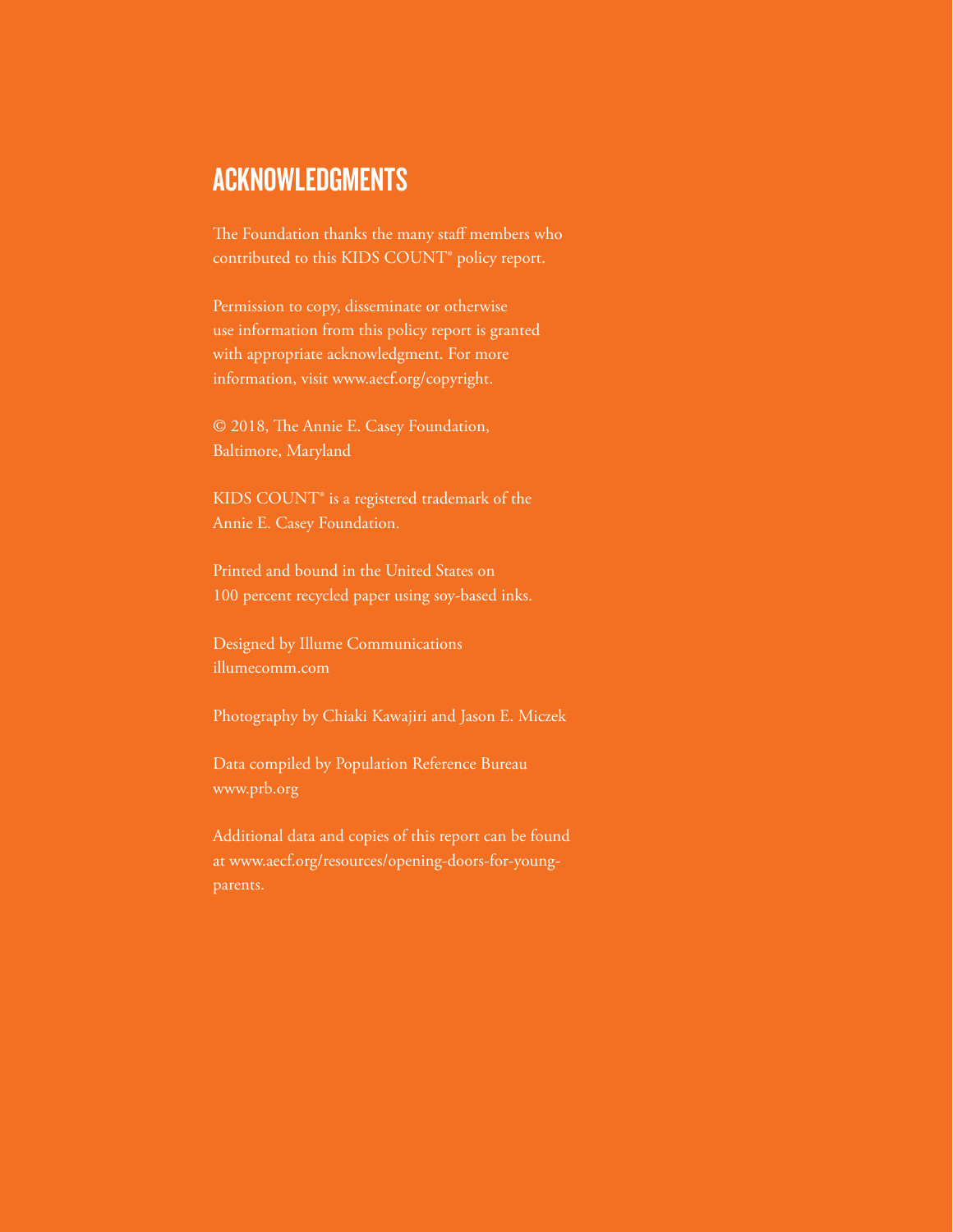# ACKNOWLEDGMENTS

The Foundation thanks the many staff members who contributed to this KIDS COUNT® policy report.

Permission to copy, disseminate or otherwise use information from this policy report is granted with appropriate acknowledgment. For more information, visit www.aecf.org/copyright.

© 2018, The Annie E. Casey Foundation, Baltimore, Maryland

KIDS COUNT® is a registered trademark of the Annie E. Casey Foundation.

Printed and bound in the United States on 100 percent recycled paper using soy-based inks.

Designed by Illume Communications
illumecomm.com

Photography by Chiaki Kawajiri and Jason E. Miczek

Data compiled by Population Reference Bureau
www.prb.org

Additional data and copies of this report can be found at www.aecf.org/resources/opening-doors-for-young-parents.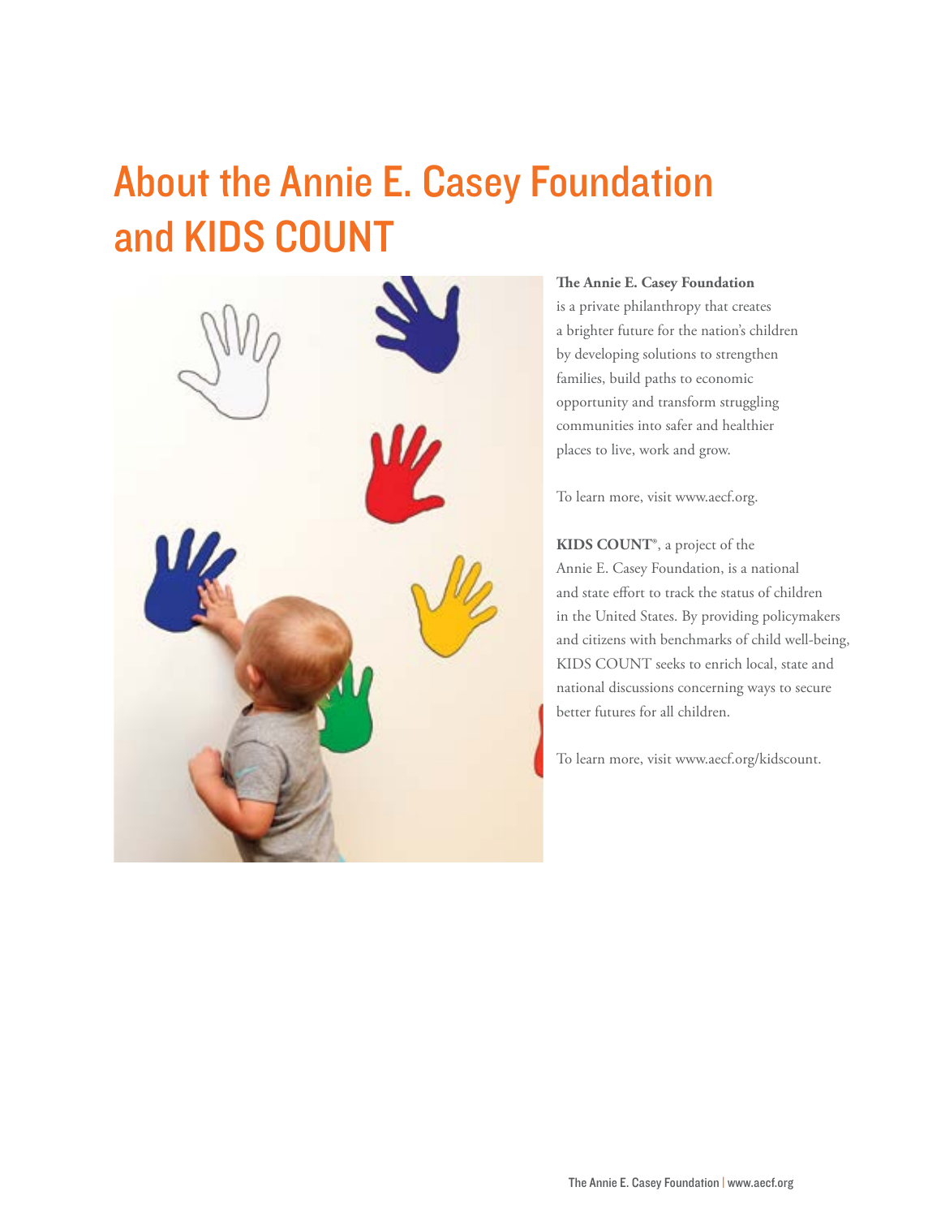# About the Annie E. Casey Foundation and KIDS COUNT

**The Annie E. Casey Foundation** is a private philanthropy that creates a brighter future for the nation's children by developing solutions to strengthen families, build paths to economic opportunity and transform struggling communities into safer and healthier places to live, work and grow.

To learn more, visit www.aecf.org.

**KIDS COUNT®**, a project of the Annie E. Casey Foundation, is a national and state effort to track the status of children in the United States. By providing policymakers and citizens with benchmarks of child well-being, KIDS COUNT seeks to enrich local, state and national discussions concerning ways to secure better futures for all children.

To learn more, visit www.aecf.org/kidscount.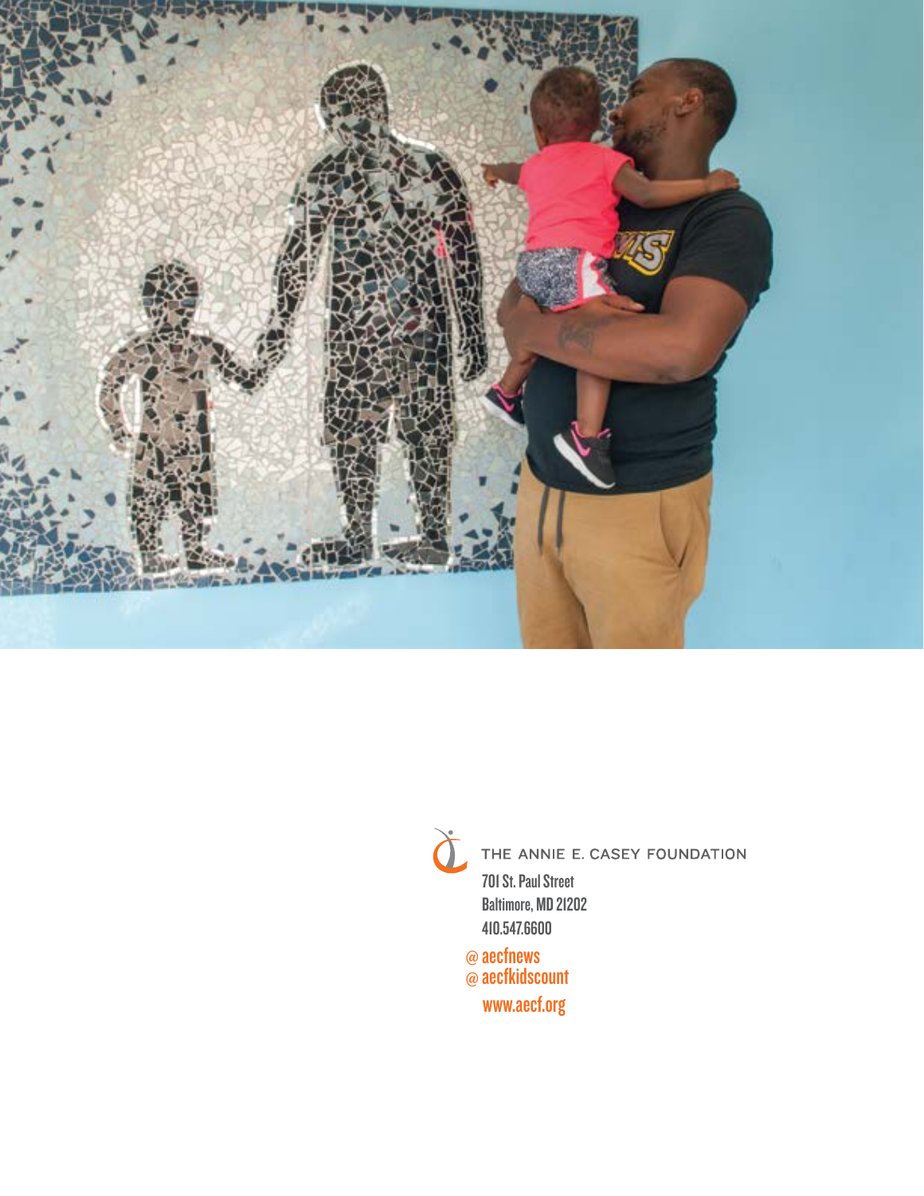THE ANNIE E. CASEY FOUNDATION

701 St. Paul Street
Baltimore, MD 21202
410.547.6600

@ aecfnews
@ aecfkidscount
www.aecf.org